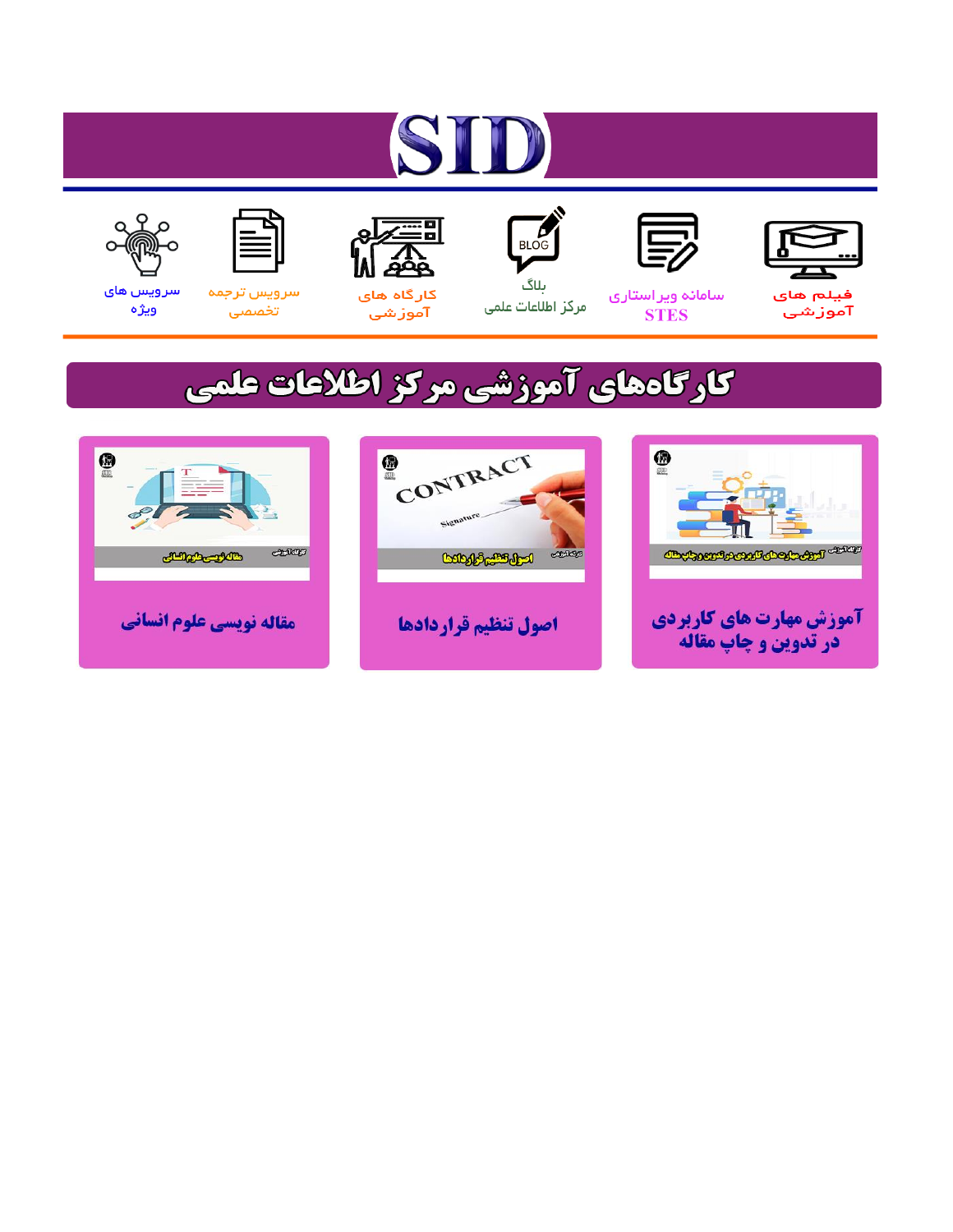# SID

فیلم های آموزشی

سامانه ویراستاری STES

بلاگ مرکز اطلاعات علمی

کارگاه های آموزشی

سرویس ترجمه تخصصی

سرویس های ویژه

## کارگاه‌های آموزشی مرکز اطلاعات علمی

آموزش مهارت های کاربردی در تدوین و چاپ مقاله

اصول تنظیم قراردادها

مقاله نویسی علوم انسانی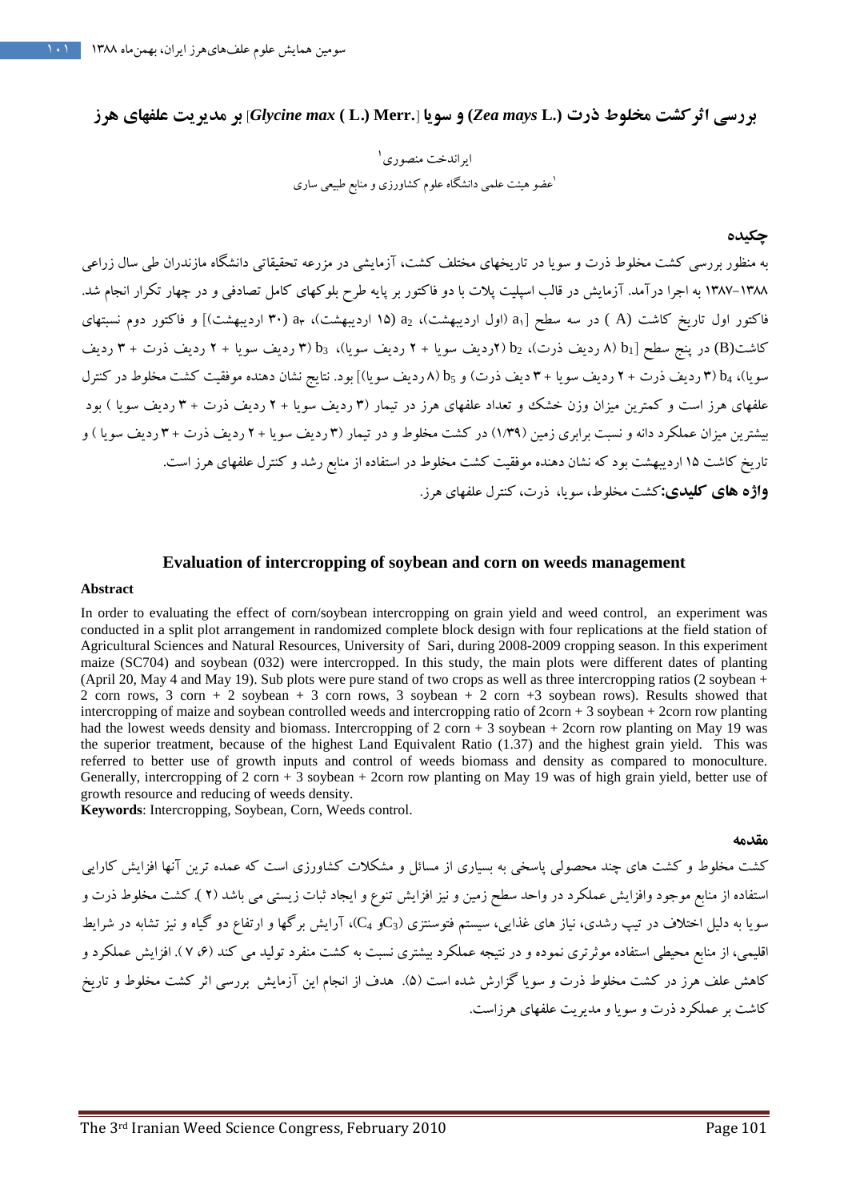# بررسی اثر کشت مخلوط ذرت (*Zea mays* L.) و سویا [*Glycine max* ( L.) Merr.] بر مدیریت علفهای هرز

ایراندخت منصوری[۱]

[۱]عضو هیئت علمی دانشگاه علوم کشاورزی و منابع طبیعی ساری

## چکیده

به منظور بررسی کشت مخلوط ذرت و سویا در تاریخهای مختلف کشت، آزمایشی در مزرعه تحقیقاتی دانشگاه مازندران طی سال زراعی ۱۳۸۸-۱۳۸۷ به اجرا درآمد. آزمایش در قالب اسپلیت پلات با دو فاکتور بر پایه طرح بلوکهای کامل تصادفی و در چهار تکرار انجام شد. فاکتور اول تاریخ کاشت (A ) در سه سطح [$a_1$ (اول اردیبهشت)، $a_2$ (۱۵ اردیبهشت)، $a_3$ (۳۰ اردیبهشت)] و فاکتور دوم نسبتهای کاشت(B) در پنج سطح [$b_1$ (۸ ردیف ذرت)، $b_2$ (۲ردیف سویا + ۲ ردیف سویا)، $b_3$ (۳ ردیف سویا + ۲ ردیف ذرت + ۳ ردیف سویا)، $b_4$ (۳ ردیف ذرت + ۲ ردیف سویا + ۳ دیف ذرت) و $b_5$ (۸ ردیف سویا)] بود. نتایج نشان دهنده موفقیت کشت مخلوط در کنترل علفهای هرز است و کمترین میزان وزن خشک و تعداد علفهای هرز در تیمار (۳ ردیف سویا + ۲ ردیف ذرت + ۳ ردیف سویا ) بود بیشترین میزان عملکرد دانه و نسبت برابری زمین (۱/۳۹) در کشت مخلوط و در تیمار (۳ ردیف سویا + ۲ ردیف ذرت + ۳ ردیف سویا ) و تاریخ کاشت ۱۵ اردیبهشت بود که نشان دهنده موفقیت کشت مخلوط در استفاده از منابع رشد و کنترل علفهای هرز است.

**واژه های کلیدی:** کشت مخلوط، سویا، ذرت، کنترل علفهای هرز.

## Evaluation of intercropping of soybean and corn on weeds management

**Abstract**

In order to evaluating the effect of corn/soybean intercropping on grain yield and weed control, an experiment was conducted in a split plot arrangement in randomized complete block design with four replications at the field station of Agricultural Sciences and Natural Resources, University of Sari, during 2008-2009 cropping season. In this experiment maize (SC704) and soybean (032) were intercropped. In this study, the main plots were different dates of planting (April 20, May 4 and May 19). Sub plots were pure stand of two crops as well as three intercropping ratios (2 soybean + 2 corn rows, 3 corn + 2 soybean + 3 corn rows, 3 soybean + 2 corn +3 soybean rows). Results showed that intercropping of maize and soybean controlled weeds and intercropping ratio of 2corn + 3 soybean + 2corn row planting had the lowest weeds density and biomass. Intercropping of 2 corn + 3 soybean + 2corn row planting on May 19 was the superior treatment, because of the highest Land Equivalent Ratio (1.37) and the highest grain yield. This was referred to better use of growth inputs and control of weeds biomass and density as compared to monoculture. Generally, intercropping of 2 corn + 3 soybean + 2corn row planting on May 19 was of high grain yield, better use of growth resource and reducing of weeds density.

**Keywords**: Intercropping, Soybean, Corn, Weeds control.

## مقدمه

کشت مخلوط و کشت های چند محصولی پاسخی به بسیاری از مسائل و مشکلات کشاورزی است که عمده ترین آنها افزایش کارایی استفاده از منابع موجود وافزایش عملکرد در واحد سطح زمین و نیز افزایش تنوع و ایجاد ثبات زیستی می باشد (۲). کشت مخلوط ذرت و سویا به دلیل اختلاف در تیپ رشدی، نیاز های غذایی، سیستم فتوسنتزی ($C_3$و $C_4$)، آرایش برگها و ارتفاع دو گیاه و نیز تشابه در شرایط اقلیمی، از منابع محیطی استفاده موثرتری نموده و در نتیجه عملکرد بیشتری نسبت به کشت منفرد تولید می کند (۶، ۷). افزایش عملکرد و کاهش علف هرز در کشت مخلوط ذرت و سویا گزارش شده است (۵). هدف از انجام این آزمایش بررسی اثر کشت مخلوط و تاریخ کاشت بر عملکرد ذرت و سویا و مدیریت علفهای هرزاست.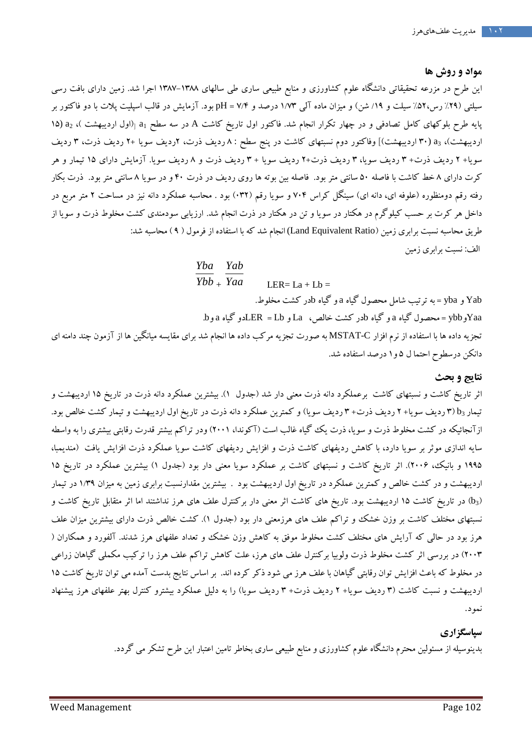## مواد و روش ها

این طرح در مزرعه تحقیقاتی دانشگاه علوم کشاورزی و منابع طبیعی ساری طی سالهای ۱۳۸۸-۱۳۸۷ اجرا شد. زمین دارای بافت رسی سیلتی (۲۹٪ رس،۵۲٪ سیلت و ۱۹٪ شن) و میزان ماده آلی ۱/۷۳ درصد و pH = ۷/۴ بود. آزمایش در قالب اسپلیت پلات با دو فاکتور بر پایه طرح بلوکهای کامل تصادفی و در چهار تکرار انجام شد. فاکتور اول تاریخ کاشت A در سه سطح $a_1$ [(اول اردیبهشت )، $a_2$ (۱۵ اردیبهشت)، $a_3$ (۳۰ اردیبهشت)] وفاکتور دوم نسبتهای کاشت در پنج سطح : ۸ ردیف ذرت، ۲ردیف سویا +۲ ردیف ذرت، ۳ ردیف سویا+ ۲ ردیف ذرت+ ۳ ردیف سویا، ۳ ردیف ذرت+۲ ردیف سویا + ۳ ردیف ذرت و ۸ ردیف سویا. آزمایش دارای ۱۵ تیمار و هر کرت دارای ۸ خط کاشت با فاصله ۵۰ سانتی متر بود. فاصله بین بوته ها روی ردیف در ذرت ۴۰ و در سویا ۸ سانتی متر بود. ذرت بکار رفته رقم دومنظوره (علوفه ای، دانه ای) سینگل کراس ۷۰۴ و سویا رقم (۰۳۲) بود . محاسبه عملکرد دانه نیز در مساحت ۲ متر مربع در داخل هر کرت بر حسب کیلوگرم در هکتار در سویا و تن در هکتار در ذرت انجام شد. ارزیابی سودمندی کشت مخلوط ذرت و سویا از طریق محاسبه نسبت برابری زمین (Land Equivalent Ratio) انجام شد که با استفاده از فرمول ( ۹ ) محاسبه شد:

الف: نسبت برابری زمین

$$LER = La + Lb = \frac{Yba}{Ybb} + \frac{Yab}{Yaa}$$

Yab و yba = به ترتیب شامل محصول گیاه a و گیاه bدر کشت مخلوط.

Yaaو ybb = محصول گیاه a و گیاه bدر کشت خالص، La و LER = Lbدو گیاه a وb.

تجزیه داده ها با استفاده از نرم افزار MSTAT-C به صورت تجزیه مرکب داده ها انجام شد برای مقایسه میانگین ها از آزمون چند دامنه ای دانکن درسطوح احتما ل ۵ و۱ درصد استفاده شد.

## نتایج و بحث

اثر تاریخ کاشت و نسبتهای کاشت برعملکرد دانه ذرت معنی دار شد (جدول ۱). بیشترین عملکرد دانه ذرت در تاریخ ۱۵ اردیبهشت و تیمار $b_3$ (۳ ردیف سویا+ ۲ ردیف ذرت+ ۳ ردیف سویا) و کمترین عملکرد دانه ذرت در تاریخ اول اردیبهشت و تیمار کشت خالص بود. ازآنجائیکه در کشت مخلوط ذرت و سویا، ذرت یک گیاه غالب است (آکوندا، ۲۰۰۱) ودر تراکم بیشتر قدرت رقابتی بیشتری را به واسطه سایه اندازی موثر بر سویا دارد، با کاهش ردیفهای کاشت ذرت و افزایش ردیفهای کاشت سویا عملکرد ذرت افزایش یافت (مندیمبا، ۱۹۹۵ و بانیک، ۲۰۰۶). اثر تاریخ کاشت و نسبتهای کاشت بر عملکرد سویا معنی دار بود (جدول ۱) بیشترین عملکرد در تاریخ ۱۵ اردیبهشت و در کشت خالص و کمترین عملکرد در تاریخ اول اردیبهشت بود . بیشترین مقدارنسبت برابری زمین به میزان ۱/۳۹ در تیمار ($b_3$) در تاریخ کاشت ۱۵ اردیبهشت بود. تاریخ های کاشت اثر معنی دار برکنترل علف های هرز نداشتند اما اثر متقابل تاریخ کاشت و نسبتهای مختلف کاشت بر وزن خشک و تراکم علف های هرزمعنی دار بود (جدول ۱). کشت خالص ذرت دارای بیشترین میزان علف هرز بود در حالی که آرایش های مختلف کشت مخلوط موفق به کاهش وزن خشک و تعداد علفهای هرز شدند. آلفورد و همکاران ( ۲۰۰۳) در بررسی اثر کشت مخلوط ذرت ولوبیا برکنترل علف های هرز، علت کاهش تراکم علف هرز را ترکیب مکملی گیاهان زراعی در مخلوط که باعث افزایش توان رقابتی گیاهان با علف هرز می شود ذکر کرده اند. بر اساس نتایج بدست آمده می توان تاریخ کاشت ۱۵ اردیبهشت و نسبت کاشت (۳ ردیف سویا+ ۲ ردیف ذرت+ ۳ ردیف سویا) را به دلیل عملکرد بیشترو کنترل بهتر علفهای هرز پیشنهاد نمود.

## سپاسگزاری

بدینوسیله از مسئولین محترم دانشگاه علوم کشاورزی و منابع طبیعی ساری بخاطر تامین اعتبار این طرح تشکر می گردد.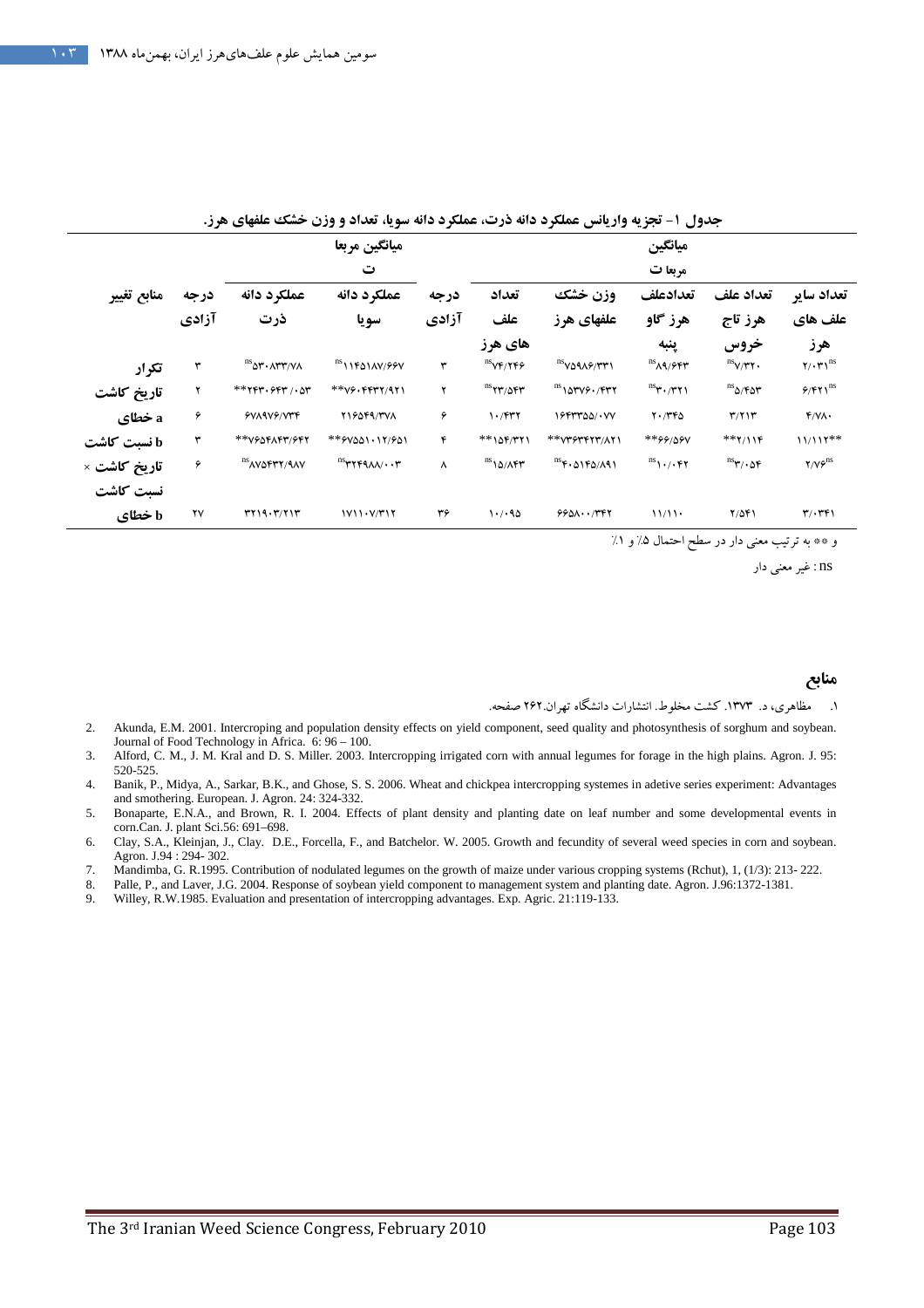جدول ۱- تجزیه واریانس عملکرد دانه ذرت، عملکرد دانه سویا، تعداد و وزن خشک علفهای هرز.

| منابع تغییر | درجه آزادی | میانگین مربعات عملکرد دانه ذرت | میانگین مربعات عملکرد دانه سویا | درجه آزادی | میانگین مربعات تعداد علف های هرز | میانگین مربعات وزن خشک علفهای هرز | میانگین مربعات تعدادعلف هرز گاو پنبه | میانگین مربعات تعداد علف هرز تاج خروس | میانگین مربعات تعداد سایر علف های هرز |
|---|---|---|---|---|---|---|---|---|---|
| تکرار | ۳ | ۵۳۰۸۳۳/۷۸ ns | ۱۱۴۵۱۸۷/۶۶۷ ns | ۳ | ۷۴/۲۴۶ ns | ۷۵۹۸۶/۳۳۱ ns | ۸۹/۶۴۳ ns | ۷/۳۲۰ ns | ۲/۰۳۱ ns |
| تاریخ کاشت | ۲ | ۲۴۳۰۶۴۳/۰۵۳** | ۷۶۰۴۴۳۲/۹۲۱** | ۲ | ۲۳/۵۴۳ ns | ۱۵۳۷۶۰/۴۳۲ ns | ۳۰/۳۲۱ ns | ۵/۴۵۳ ns | ۶/۴۲۱ ns |
| a خطای | ۶ | ۶۷۸۹۷۶/۷۳۴ | ۲۱۶۵۴۹/۳۷۸ | ۶ | ۱۰/۴۳۲ | ۱۶۴۳۳۵۵/۰۷۷ | ۲۰/۳۴۵ | ۳/۲۱۳ | ۴/۷۸۰ |
| b نسبت کاشت | ۳ | ۷۶۵۴۸۴۳/۶۴۲** | ۶۷۵۵۱۰۱۲/۶۵۱** | ۴ | ۱۵۴/۳۲۱** | ۷۳۶۳۴۲۳/۸۲۱** | ۶۶/۵۶۷** | ۲/۱۱۴** | ۱۱/۱۱۲** |
| تاریخ کاشت × نسبت کاشت | ۶ | ۸۷۵۴۳۲/۹۸۷ ns | ۳۲۴۹۸۸/۰۰۳ ns | ۸ | ۱۵/۸۴۳ ns | ۴۰۵۱۴۵/۸۹۱ ns | ۱۰/۰۴۲ ns | ۳/۰۵۴ ns | ۲/۷۶ ns |
| b خطای | ۲۷ | ۳۲۱۹۰۳/۲۱۳ | ۱۷۱۱۰۷/۳۱۲ | ۳۶ | ۱۰/۰۹۵ | ۶۶۵۸۰۰/۳۴۲ | ۱۱/۱۱۰ | ۲/۵۴۱ | ۳/۰۳۴۱ |

* و ** به ترتیب معنی دار در سطح احتمال ۵٪ و ۱٪

ns: غیر معنی دار

## منابع

۱. مظاهری، د. ۱۳۷۳. کشت مخلوط. انتشارات دانشگاه تهران.۲۶۲ صفحه.

2. Akunda, E.M. 2001. Intercropping and population density effects on yield component, seed quality and photosynthesis of sorghum and soybean. Journal of Food Technology in Africa. 6: 96 – 100.
3. Alford, C. M., J. M. Kral and D. S. Miller. 2003. Intercropping irrigated corn with annual legumes for forage in the high plains. Agron. J. 95: 520-525.
4. Banik, P., Midya, A., Sarkar, B.K., and Ghose, S. S. 2006. Wheat and chickpea intercropping systemes in adetive series experiment: Advantages and smothering. European. J. Agron. 24: 324-332.
5. Bonaparte, E.N.A., and Brown, R. I. 2004. Effects of plant density and planting date on leaf number and some developmental events in corn.Can. J. plant Sci.56: 691–698.
6. Clay, S.A., Kleinjan, J., Clay. D.E., Forcella, F., and Batchelor. W. 2005. Growth and fecundity of several weed species in corn and soybean. Agron. J.94 : 294- 302.
7. Mandimba, G. R.1995. Contribution of nodulated legumes on the growth of maize under various cropping systems (Rchut), 1, (1/3): 213- 222.
8. Palle, P., and Laver, J.G. 2004. Response of soybean yield component to management system and planting date. Agron. J.96:1372-1381.
9. Willey, R.W.1985. Evaluation and presentation of intercropping advantages. Exp. Agric. 21:119-133.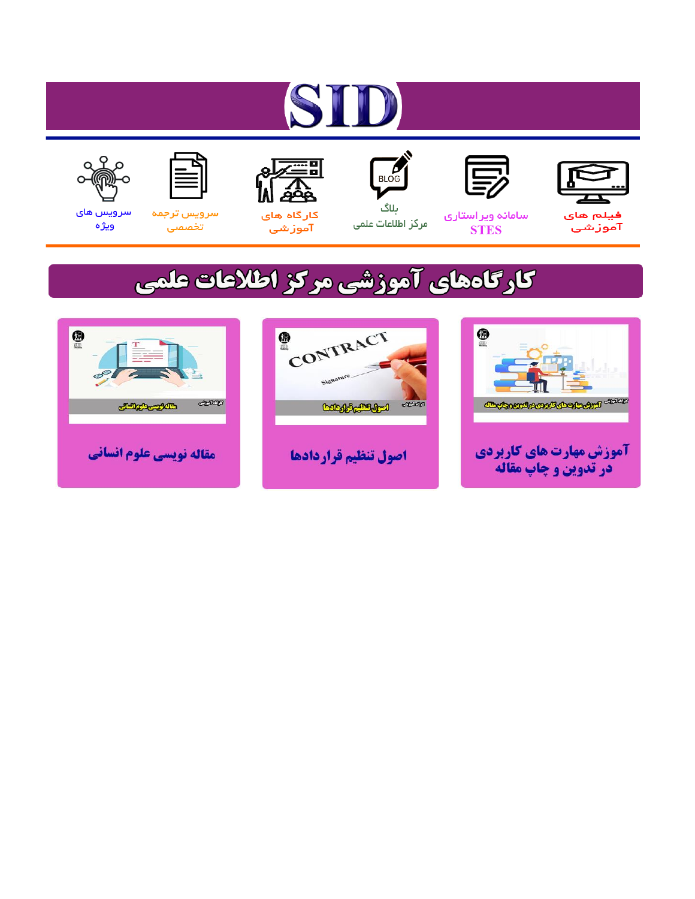# SID

فیلم های آموزشی

سامانه ویراستاری STES

بلاگ مرکز اطلاعات علمی

کارگاه های آموزشی

سرویس ترجمه تخصصی

سرویس های ویژه

## کارگاه‌های آموزشی مرکز اطلاعات علمی

آموزش مهارت های کاربردی در تدوین و چاپ مقاله

اصول تنظیم قراردادها

مقاله نویسی علوم انسانی